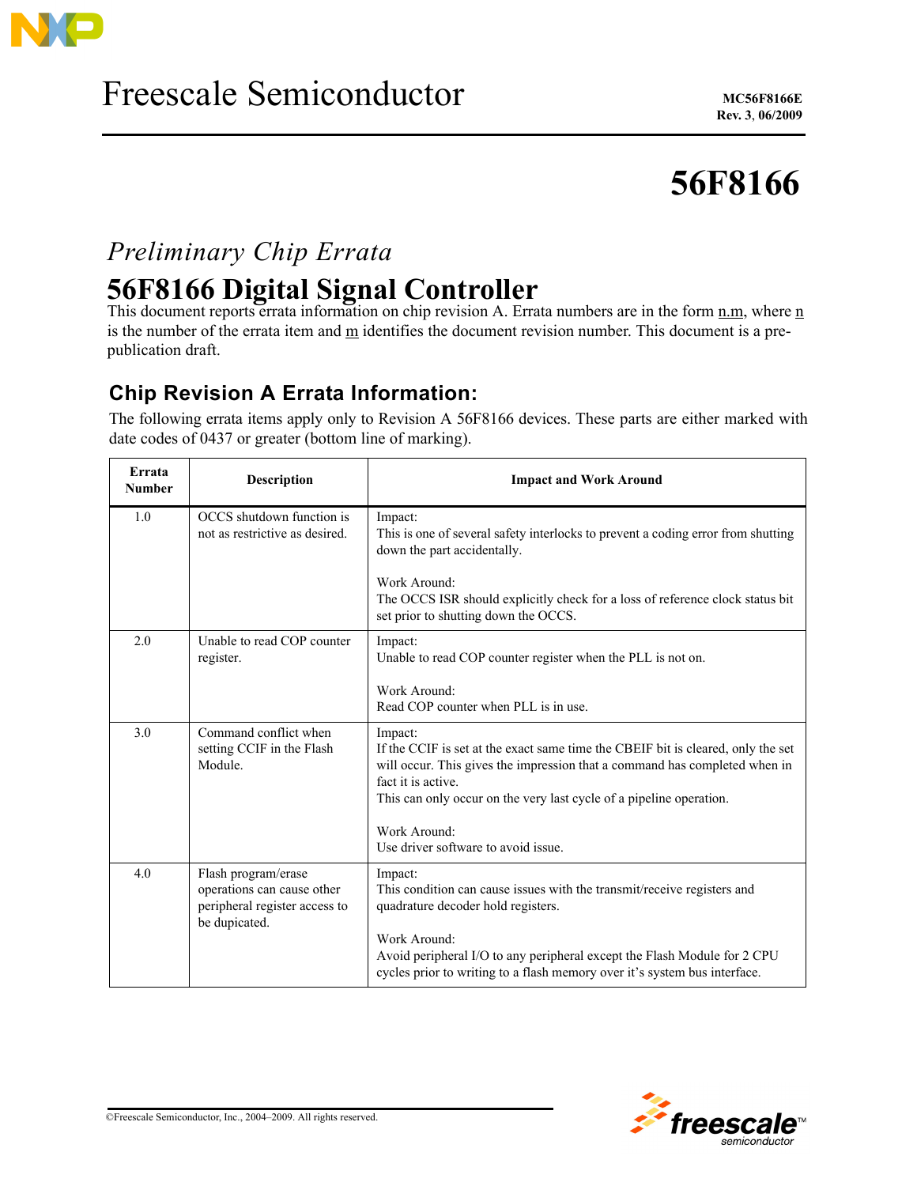Freescale Semiconductor

MC56F8166E
Rev. 3, 06/2009

# 56F8166

*Preliminary Chip Errata*

# 56F8166 Digital Signal Controller

This document reports errata information on chip revision A. Errata numbers are in the form n.m, where n is the number of the errata item and m identifies the document revision number. This document is a pre-publication draft.

## Chip Revision A Errata Information:

The following errata items apply only to Revision A 56F8166 devices. These parts are either marked with date codes of 0437 or greater (bottom line of marking).

| Errata Number | Description | Impact and Work Around |
|---|---|---|
| 1.0 | OCCS shutdown function is not as restrictive as desired. | Impact:<br>This is one of several safety interlocks to prevent a coding error from shutting down the part accidentally.<br><br>Work Around:<br>The OCCS ISR should explicitly check for a loss of reference clock status bit set prior to shutting down the OCCS. |
| 2.0 | Unable to read COP counter register. | Impact:<br>Unable to read COP counter register when the PLL is not on.<br><br>Work Around:<br>Read COP counter when PLL is in use. |
| 3.0 | Command conflict when setting CCIF in the Flash Module. | Impact:<br>If the CCIF is set at the exact same time the CBEIF bit is cleared, only the set will occur. This gives the impression that a command has completed when in fact it is active.<br>This can only occur on the very last cycle of a pipeline operation.<br><br>Work Around:<br>Use driver software to avoid issue. |
| 4.0 | Flash program/erase operations can cause other peripheral register access to be dupicated. | Impact:<br>This condition can cause issues with the transmit/receive registers and quadrature decoder hold registers.<br><br>Work Around:<br>Avoid peripheral I/O to any peripheral except the Flash Module for 2 CPU cycles prior to writing to a flash memory over it's system bus interface. |

©Freescale Semiconductor, Inc., 2004–2009. All rights reserved.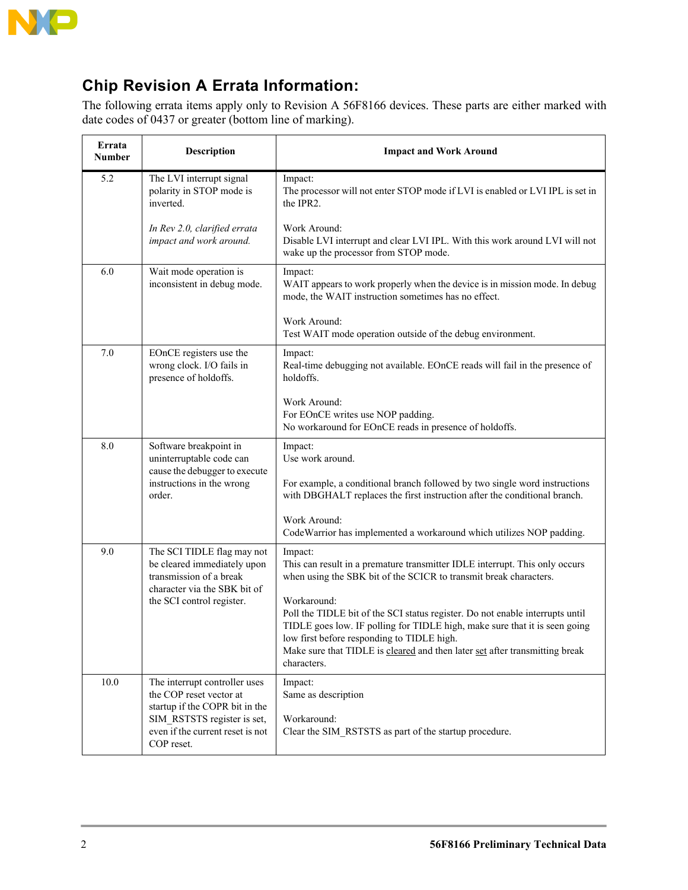## Chip Revision A Errata Information:

The following errata items apply only to Revision A 56F8166 devices. These parts are either marked with date codes of 0437 or greater (bottom line of marking).

| Errata Number | Description | Impact and Work Around |
|---|---|---|
| 5.2 | The LVI interrupt signal polarity in STOP mode is inverted.<br><br>*In Rev 2.0, clarified errata impact and work around.* | Impact:<br>The processor will not enter STOP mode if LVI is enabled or LVI IPL is set in the IPR2.<br><br>Work Around:<br>Disable LVI interrupt and clear LVI IPL. With this work around LVI will not wake up the processor from STOP mode. |
| 6.0 | Wait mode operation is inconsistent in debug mode. | Impact:<br>WAIT appears to work properly when the device is in mission mode. In debug mode, the WAIT instruction sometimes has no effect.<br><br>Work Around:<br>Test WAIT mode operation outside of the debug environment. |
| 7.0 | EOnCE registers use the wrong clock. I/O fails in presence of holdoffs. | Impact:<br>Real-time debugging not available. EOnCE reads will fail in the presence of holdoffs.<br><br>Work Around:<br>For EOnCE writes use NOP padding.<br>No workaround for EOnCE reads in presence of holdoffs. |
| 8.0 | Software breakpoint in uninterruptable code can cause the debugger to execute instructions in the wrong order. | Impact:<br>Use work around.<br><br>For example, a conditional branch followed by two single word instructions with DBGHALT replaces the first instruction after the conditional branch.<br><br>Work Around:<br>CodeWarrior has implemented a workaround which utilizes NOP padding. |
| 9.0 | The SCI TIDLE flag may not be cleared immediately upon transmission of a break character via the SBK bit of the SCI control register. | Impact:<br>This can result in a premature transmitter IDLE interrupt. This only occurs when using the SBK bit of the SCICR to transmit break characters.<br><br>Workaround:<br>Poll the TIDLE bit of the SCI status register. Do not enable interrupts until TIDLE goes low. IF polling for TIDLE high, make sure that it is seen going low first before responding to TIDLE high.<br>Make sure that TIDLE is cleared and then later set after transmitting break characters. |
| 10.0 | The interrupt controller uses the COP reset vector at startup if the COPR bit in the SIM_RSTSTS register is set, even if the current reset is not COP reset. | Impact:<br>Same as description<br><br>Workaround:<br>Clear the SIM_RSTSTS as part of the startup procedure. |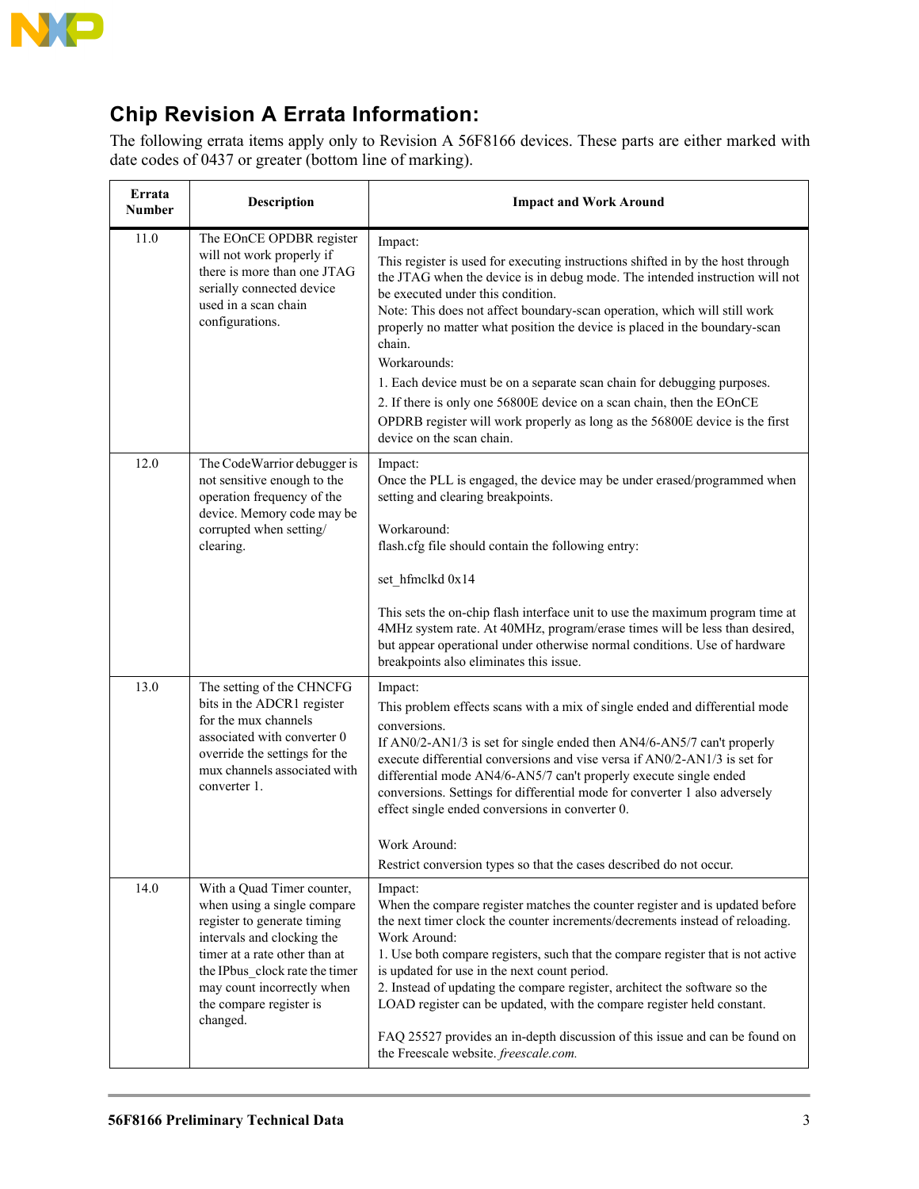## Chip Revision A Errata Information:

The following errata items apply only to Revision A 56F8166 devices. These parts are either marked with date codes of 0437 or greater (bottom line of marking).

| Errata Number | Description | Impact and Work Around |
|---|---|---|
| 11.0 | The EOnCE OPDBR register will not work properly if there is more than one JTAG serially connected device used in a scan chain configurations. | Impact:<br>This register is used for executing instructions shifted in by the host through the JTAG when the device is in debug mode. The intended instruction will not be executed under this condition.<br>Note: This does not affect boundary-scan operation, which will still work properly no matter what position the device is placed in the boundary-scan chain.<br>Workarounds:<br>1. Each device must be on a separate scan chain for debugging purposes.<br>2. If there is only one 56800E device on a scan chain, then the EOnCE OPDRB register will work properly as long as the 56800E device is the first device on the scan chain. |
| 12.0 | The CodeWarrior debugger is not sensitive enough to the operation frequency of the device. Memory code may be corrupted when setting/ clearing. | Impact:<br>Once the PLL is engaged, the device may be under erased/programmed when setting and clearing breakpoints.<br><br>Workaround:<br>flash.cfg file should contain the following entry:<br><br>set_hfmclkd 0x14<br><br>This sets the on-chip flash interface unit to use the maximum program time at 4MHz system rate. At 40MHz, program/erase times will be less than desired, but appear operational under otherwise normal conditions. Use of hardware breakpoints also eliminates this issue. |
| 13.0 | The setting of the CHNCFG bits in the ADCR1 register for the mux channels associated with converter 0 override the settings for the mux channels associated with converter 1. | Impact:<br>This problem effects scans with a mix of single ended and differential mode conversions.<br>If AN0/2-AN1/3 is set for single ended then AN4/6-AN5/7 can't properly execute differential conversions and vise versa if AN0/2-AN1/3 is set for differential mode AN4/6-AN5/7 can't properly execute single ended conversions. Settings for differential mode for converter 1 also adversely effect single ended conversions in converter 0.<br><br>Work Around:<br>Restrict conversion types so that the cases described do not occur. |
| 14.0 | With a Quad Timer counter, when using a single compare register to generate timing intervals and clocking the timer at a rate other than at the IPbus_clock rate the timer may count incorrectly when the compare register is changed. | Impact:<br>When the compare register matches the counter register and is updated before the next timer clock the counter increments/decrements instead of reloading.<br>Work Around:<br>1. Use both compare registers, such that the compare register that is not active is updated for use in the next count period.<br>2. Instead of updating the compare register, architect the software so the LOAD register can be updated, with the compare register held constant.<br><br>FAQ 25527 provides an in-depth discussion of this issue and can be found on the Freescale website. *freescale.com.* |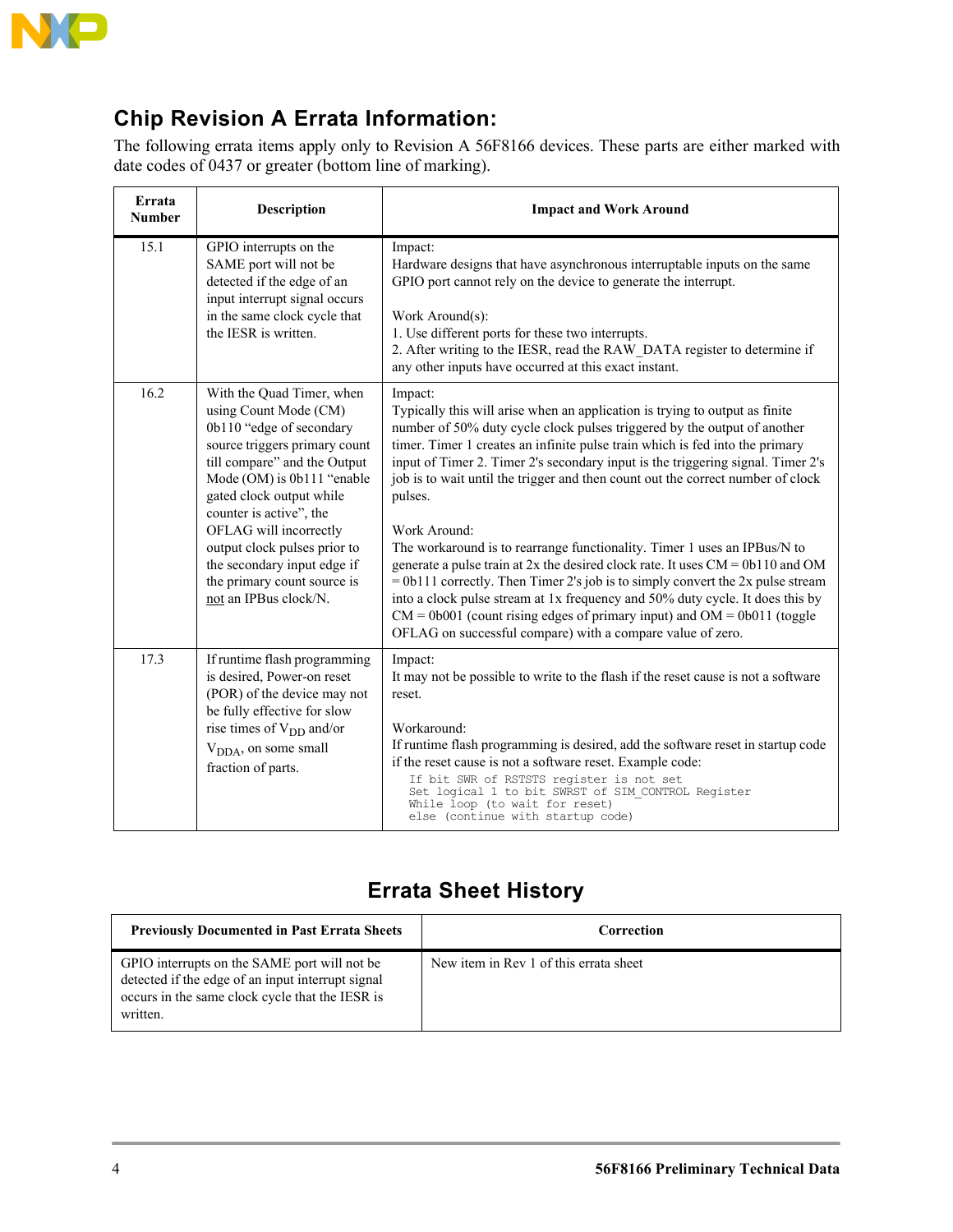## Chip Revision A Errata Information:

The following errata items apply only to Revision A 56F8166 devices. These parts are either marked with date codes of 0437 or greater (bottom line of marking).

| Errata Number | Description | Impact and Work Around |
|---|---|---|
| 15.1 | GPIO interrupts on the SAME port will not be detected if the edge of an input interrupt signal occurs in the same clock cycle that the IESR is written. | Impact:<br>Hardware designs that have asynchronous interruptable inputs on the same GPIO port cannot rely on the device to generate the interrupt.<br><br>Work Around(s):<br>1. Use different ports for these two interrupts.<br>2. After writing to the IESR, read the RAW_DATA register to determine if any other inputs have occurred at this exact instant. |
| 16.2 | With the Quad Timer, when using Count Mode (CM) 0b110 "edge of secondary source triggers primary count till compare" and the Output Mode (OM) is 0b111 "enable gated clock output while counter is active", the OFLAG will incorrectly output clock pulses prior to the secondary input edge if the primary count source is <u>not</u> an IPBus clock/N. | Impact:<br>Typically this will arise when an application is trying to output as finite number of 50% duty cycle clock pulses triggered by the output of another timer. Timer 1 creates an infinite pulse train which is fed into the primary input of Timer 2. Timer 2's secondary input is the triggering signal. Timer 2's job is to wait until the trigger and then count out the correct number of clock pulses.<br><br>Work Around:<br>The workaround is to rearrange functionality. Timer 1 uses an IPBus/N to generate a pulse train at 2x the desired clock rate. It uses CM = 0b110 and OM = 0b111 correctly. Then Timer 2's job is to simply convert the 2x pulse stream into a clock pulse stream at 1x frequency and 50% duty cycle. It does this by CM = 0b001 (count rising edges of primary input) and OM = 0b011 (toggle OFLAG on successful compare) with a compare value of zero. |
| 17.3 | If runtime flash programming is desired, Power-on reset (POR) of the device may not be fully effective for slow rise times of $V_{DD}$ and/or $V_{DDA}$, on some small fraction of parts. | Impact:<br>It may not be possible to write to the flash if the reset cause is not a software reset.<br><br>Workaround:<br>If runtime flash programming is desired, add the software reset in startup code if the reset cause is not a software reset. Example code:<br>`If bit SWR of RSTSTS register is not set`<br>`Set logical 1 to bit SWRST of SIM_CONTROL Register`<br>`While loop (to wait for reset)`<br>`else (continue with startup code)` |

## Errata Sheet History

| Previously Documented in Past Errata Sheets | Correction |
|---|---|
| GPIO interrupts on the SAME port will not be detected if the edge of an input interrupt signal occurs in the same clock cycle that the IESR is written. | New item in Rev 1 of this errata sheet |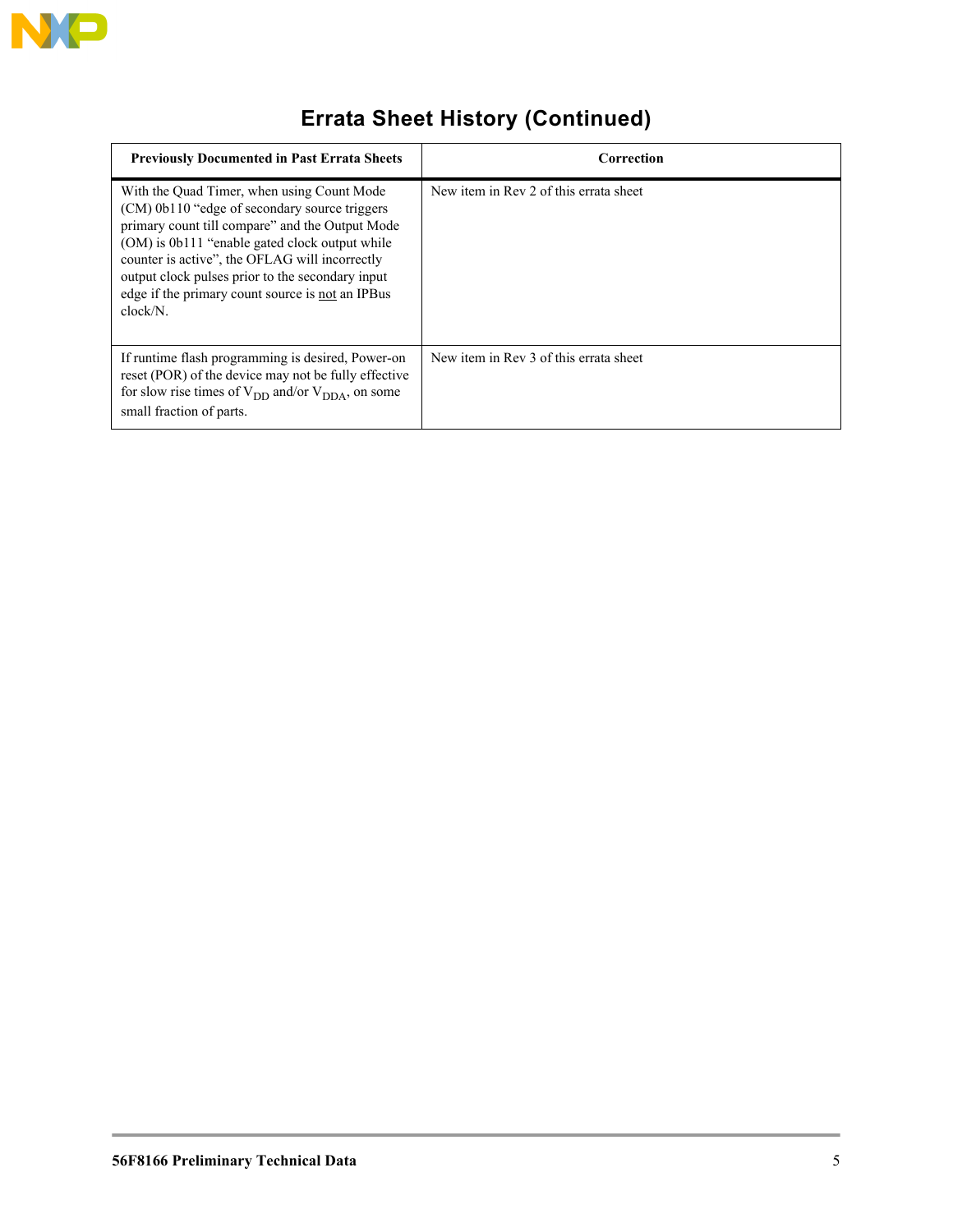## Errata Sheet History (Continued)

| Previously Documented in Past Errata Sheets | Correction |
| --- | --- |
| With the Quad Timer, when using Count Mode (CM) 0b110 “edge of secondary source triggers primary count till compare” and the Output Mode (OM) is 0b111 “enable gated clock output while counter is active”, the OFLAG will incorrectly output clock pulses prior to the secondary input edge if the primary count source is not an IPBus clock/N. | New item in Rev 2 of this errata sheet |
| If runtime flash programming is desired, Power-on reset (POR) of the device may not be fully effective for slow rise times of $V_{DD}$ and/or $V_{DDA}$, on some small fraction of parts. | New item in Rev 3 of this errata sheet |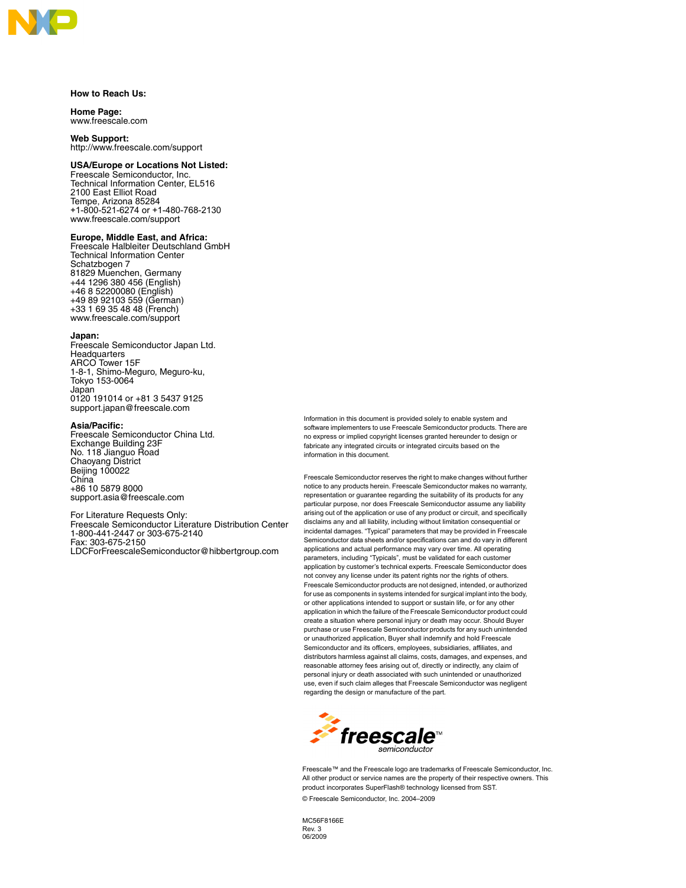**How to Reach Us:**

**Home Page:**
www.freescale.com

**Web Support:**
http://www.freescale.com/support

**USA/Europe or Locations Not Listed:**
Freescale Semiconductor, Inc.
Technical Information Center, EL516
2100 East Elliot Road
Tempe, Arizona 85284
+1-800-521-6274 or +1-480-768-2130
www.freescale.com/support

**Europe, Middle East, and Africa:**
Freescale Halbleiter Deutschland GmbH
Technical Information Center
Schatzbogen 7
81829 Muenchen, Germany
+44 1296 380 456 (English)
+46 8 52200080 (English)
+49 89 92103 559 (German)
+33 1 69 35 48 48 (French)
www.freescale.com/support

**Japan:**
Freescale Semiconductor Japan Ltd.
Headquarters
ARCO Tower 15F
1-8-1, Shimo-Meguro, Meguro-ku,
Tokyo 153-0064
Japan
0120 191014 or +81 3 5437 9125
support.japan@freescale.com

**Asia/Pacific:**
Freescale Semiconductor China Ltd.
Exchange Building 23F
No. 118 Jianguo Road
Chaoyang District
Beijing 100022
China
+86 10 5879 8000
support.asia@freescale.com

For Literature Requests Only:
Freescale Semiconductor Literature Distribution Center
1-800-441-2447 or 303-675-2140
Fax: 303-675-2150
LDCForFreescaleSemiconductor@hibbertgroup.com

Information in this document is provided solely to enable system and software implementers to use Freescale Semiconductor products. There are no express or implied copyright licenses granted hereunder to design or fabricate any integrated circuits or integrated circuits based on the information in this document.

Freescale Semiconductor reserves the right to make changes without further notice to any products herein. Freescale Semiconductor makes no warranty, representation or guarantee regarding the suitability of its products for any particular purpose, nor does Freescale Semiconductor assume any liability arising out of the application or use of any product or circuit, and specifically disclaims any and all liability, including without limitation consequential or incidental damages. "Typical" parameters that may be provided in Freescale Semiconductor data sheets and/or specifications can and do vary in different applications and actual performance may vary over time. All operating parameters, including "Typicals", must be validated for each customer application by customer's technical experts. Freescale Semiconductor does not convey any license under its patent rights nor the rights of others. Freescale Semiconductor products are not designed, intended, or authorized for use as components in systems intended for surgical implant into the body, or other applications intended to support or sustain life, or for any other application in which the failure of the Freescale Semiconductor product could create a situation where personal injury or death may occur. Should Buyer purchase or use Freescale Semiconductor products for any such unintended or unauthorized application, Buyer shall indemnify and hold Freescale Semiconductor and its officers, employees, subsidiaries, affiliates, and distributors harmless against all claims, costs, damages, and expenses, and reasonable attorney fees arising out of, directly or indirectly, any claim of personal injury or death associated with such unintended or unauthorized use, even if such claim alleges that Freescale Semiconductor was negligent regarding the design or manufacture of the part.

freescale™
semiconductor

Freescale™ and the Freescale logo are trademarks of Freescale Semiconductor, Inc. All other product or service names are the property of their respective owners. This product incorporates SuperFlash® technology licensed from SST.

© Freescale Semiconductor, Inc. 2004–2009

MC56F8166E
Rev. 3
06/2009